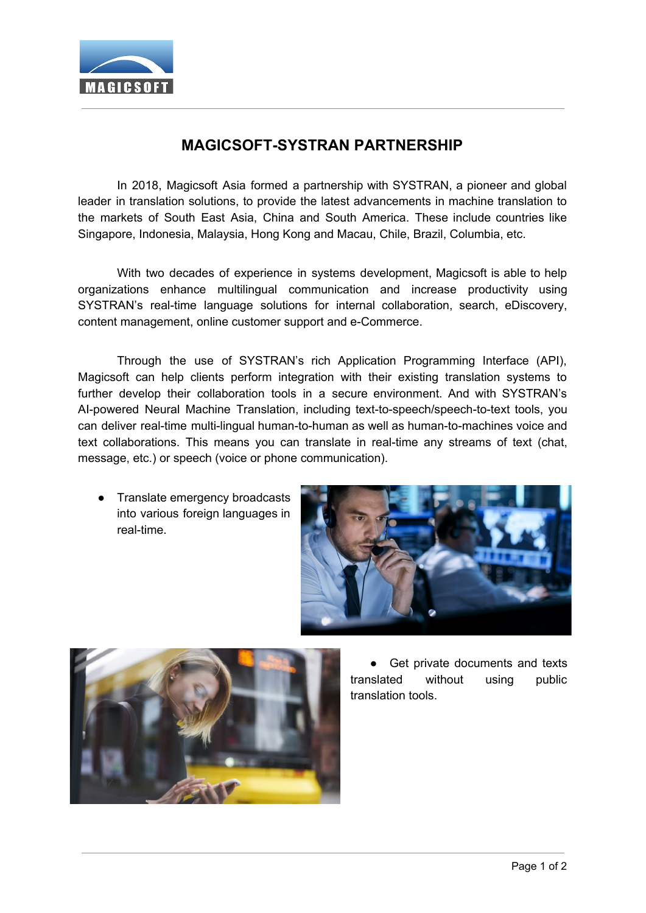# MAGICSOFT-SYSTRAN PARTNERSHIP

In 2018, Magicsoft Asia formed a partnership with SYSTRAN, a pioneer and global leader in translation solutions, to provide the latest advancements in machine translation to the markets of South East Asia, China and South America. These include countries like Singapore, Indonesia, Malaysia, Hong Kong and Macau, Chile, Brazil, Columbia, etc.

With two decades of experience in systems development, Magicsoft is able to help organizations enhance multilingual communication and increase productivity using SYSTRAN's real-time language solutions for internal collaboration, search, eDiscovery, content management, online customer support and e-Commerce.

Through the use of SYSTRAN's rich Application Programming Interface (API), Magicsoft can help clients perform integration with their existing translation systems to further develop their collaboration tools in a secure environment. And with SYSTRAN's AI-powered Neural Machine Translation, including text-to-speech/speech-to-text tools, you can deliver real-time multi-lingual human-to-human as well as human-to-machines voice and text collaborations. This means you can translate in real-time any streams of text (chat, message, etc.) or speech (voice or phone communication).

- Translate emergency broadcasts into various foreign languages in real-time.

- Get private documents and texts translated without using public translation tools.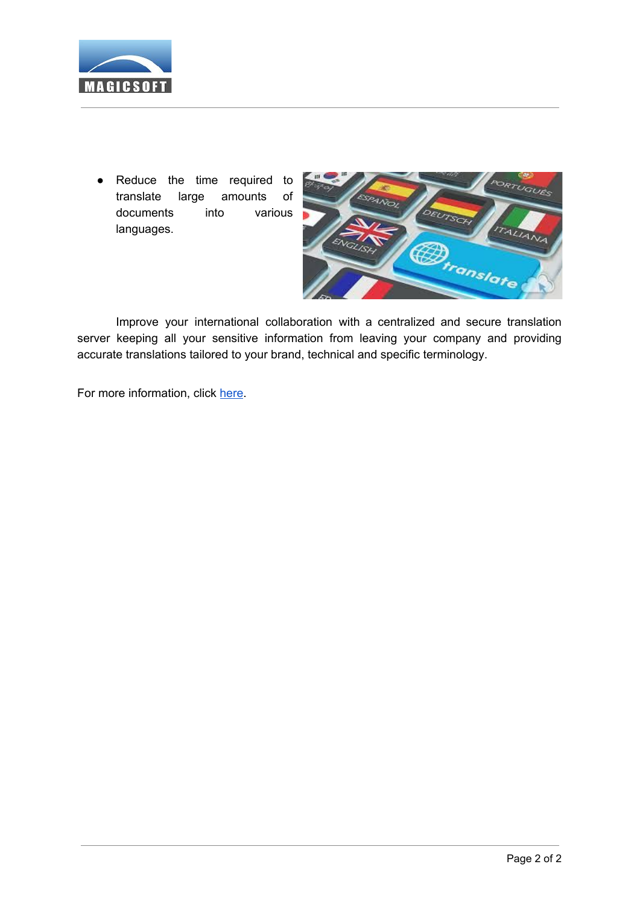- Reduce the time required to translate large amounts of documents into various languages.

Improve your international collaboration with a centralized and secure translation server keeping all your sensitive information from leaving your company and providing accurate translations tailored to your brand, technical and specific terminology.

For more information, click here.